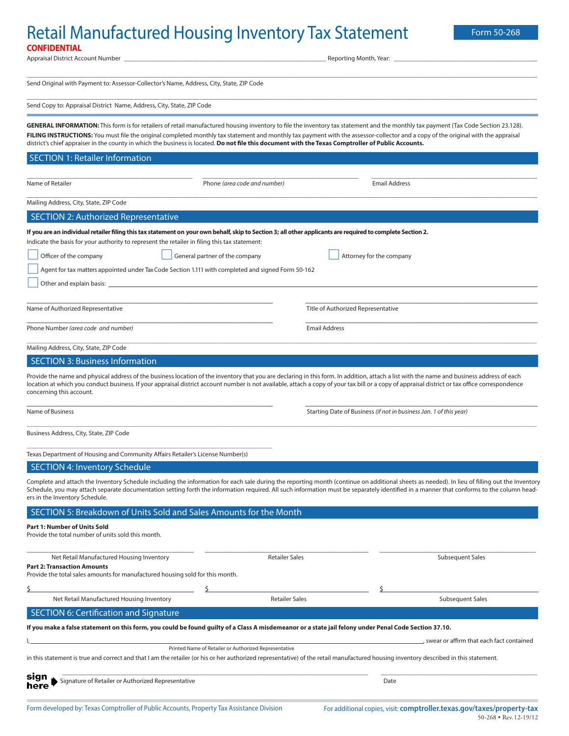# Retail Manufactured Housing Inventory Tax Statement

Form 50-268

**CONFIDENTIAL**

Appraisal District Account Number ____________________ Reporting Month, Year: ____________________

Send Original with Payment to: Assessor-Collector's Name, Address, City, State, ZIP Code

Send Copy to: Appraisal District Name, Address, City, State, ZIP Code

**GENERAL INFORMATION:** This form is for retailers of retail manufactured housing inventory to file the inventory tax statement and the monthly tax payment (Tax Code Section 23.128).

**FILING INSTRUCTIONS:** You must file the original completed monthly tax statement and monthly tax payment with the assessor-collector and a copy of the original with the appraisal district's chief appraiser in the county in which the business is located. **Do not file this document with the Texas Comptroller of Public Accounts.**

## SECTION 1: Retailer Information

Name of Retailer ____________________ Phone *(area code and number)* ____________________ Email Address ____________________

Mailing Address, City, State, ZIP Code ____________________

## SECTION 2: Authorized Representative

**If you are an individual retailer filing this tax statement on your own behalf, skip to Section 3; all other applicants are required to complete Section 2.**

Indicate the basis for your authority to represent the retailer in filing this tax statement:

- ☐ Officer of the company
- ☐ General partner of the company
- ☐ Attorney for the company
- ☐ Agent for tax matters appointed under Tax Code Section 1.111 with completed and signed Form 50-162
- ☐ Other and explain basis: ____________________

Name of Authorized Representative ____________________ Title of Authorized Representative ____________________

Phone Number *(area code and number)* ____________________ Email Address ____________________

Mailing Address, City, State, ZIP Code ____________________

## SECTION 3: Business Information

Provide the name and physical address of the business location of the inventory that you are declaring in this form. In addition, attach a list with the name and business address of each location at which you conduct business. If your appraisal district account number is not available, attach a copy of your tax bill or a copy of appraisal district or tax office correspondence concerning this account.

Name of Business ____________________ Starting Date of Business *(if not in business Jan. 1 of this year)* ____________________

Business Address, City, State, ZIP Code ____________________

Texas Department of Housing and Community Affairs Retailer's License Number(s) ____________________

## SECTION 4: Inventory Schedule

Complete and attach the Inventory Schedule including the information for each sale during the reporting month (continue on additional sheets as needed). In lieu of filling out the Inventory Schedule, you may attach separate documentation setting forth the information required. All such information must be separately identified in a manner that conforms to the column headers in the Inventory Schedule.

## SECTION 5: Breakdown of Units Sold and Sales Amounts for the Month

**Part 1: Number of Units Sold**

Provide the total number of units sold this month.

| Net Retail Manufactured Housing Inventory | Retailer Sales | Subsequent Sales |
|---|---|---|
| ____________________ | ____________________ | ____________________ |

**Part 2: Transaction Amounts**

Provide the total sales amounts for manufactured housing sold for this month.

| Net Retail Manufactured Housing Inventory | Retailer Sales | Subsequent Sales |
|---|---|---|
| $ ____________________ | $ ____________________ | $ ____________________ |

## SECTION 6: Certification and Signature

**If you make a false statement on this form, you could be found guilty of a Class A misdemeanor or a state jail felony under Penal Code Section 37.10.**

I, ____________________ (Printed Name of Retailer or Authorized Representative), swear or affirm that each fact contained in this statement is true and correct and that I am the retailer (or his or her authorized representative) of the retail manufactured housing inventory described in this statement.

**sign here** ➜ ____________________ Signature of Retailer or Authorized Representative ____________________ Date

Form developed by: Texas Comptroller of Public Accounts, Property Tax Assistance Division

For additional copies, visit: **comptroller.texas.gov/taxes/property-tax**

50-268 • Rev. 12-19/12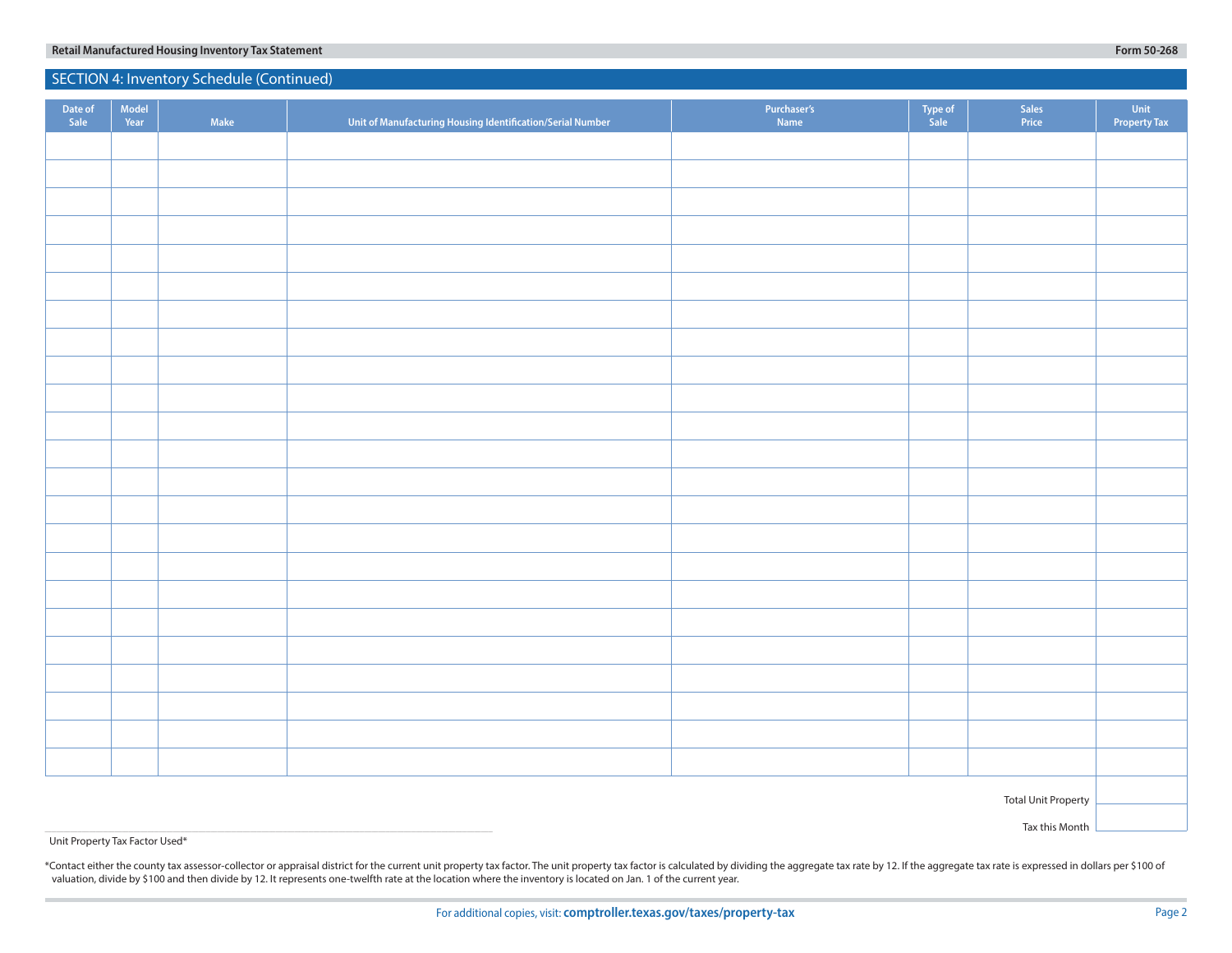## SECTION 4: Inventory Schedule (Continued)

| Date of Sale | Model Year | Make | Unit of Manufacturing Housing Identification/Serial Number | Purchaser's Name | Type of Sale | Sales Price | Unit Property Tax |
|---|---|---|---|---|---|---|---|
| | | | | | | | |
| | | | | | | | |
| | | | | | | | |
| | | | | | | | |
| | | | | | | | |
| | | | | | | | |
| | | | | | | | |
| | | | | | | | |
| | | | | | | | |
| | | | | | | | |
| | | | | | | | |
| | | | | | | | |
| | | | | | | | |
| | | | | | | | |
| | | | | | | | |
| | | | | | | | |
| | | | | | | | |
| | | | | | | | |
| | | | | | | | |
| | | | | | | | |
| | | | | | | | |
| | | | | | | | |
| | | | | | | | |
| | | | | | | Total Unit Property Tax this Month | |

Unit Property Tax Factor Used* _______________

*Contact either the county tax assessor-collector or appraisal district for the current unit property tax factor. The unit property tax factor is calculated by dividing the aggregate tax rate by 12. If the aggregate tax rate is expressed in dollars per $100 of valuation, divide by $100 and then divide by 12. It represents one-twelfth rate at the location where the inventory is located on Jan. 1 of the current year.

For additional copies, visit: **comptroller.texas.gov/taxes/property-tax**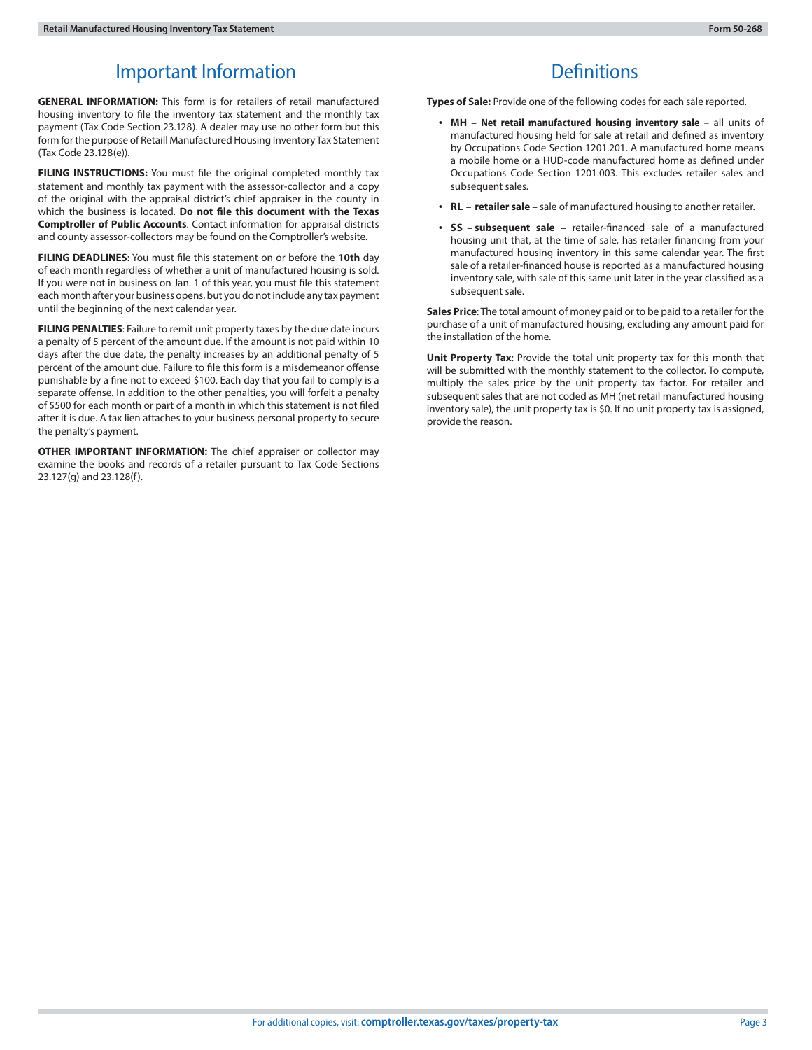## Important Information

**GENERAL INFORMATION:** This form is for retailers of retail manufactured housing inventory to file the inventory tax statement and the monthly tax payment (Tax Code Section 23.128). A dealer may use no other form but this form for the purpose of Retaill Manufactured Housing Inventory Tax Statement (Tax Code 23.128(e)).

**FILING INSTRUCTIONS:** You must file the original completed monthly tax statement and monthly tax payment with the assessor-collector and a copy of the original with the appraisal district's chief appraiser in the county in which the business is located. **Do not file this document with the Texas Comptroller of Public Accounts**. Contact information for appraisal districts and county assessor-collectors may be found on the Comptroller's website.

**FILING DEADLINES**: You must file this statement on or before the **10th** day of each month regardless of whether a unit of manufactured housing is sold. If you were not in business on Jan. 1 of this year, you must file this statement each month after your business opens, but you do not include any tax payment until the beginning of the next calendar year.

**FILING PENALTIES**: Failure to remit unit property taxes by the due date incurs a penalty of 5 percent of the amount due. If the amount is not paid within 10 days after the due date, the penalty increases by an additional penalty of 5 percent of the amount due. Failure to file this form is a misdemeanor offense punishable by a fine not to exceed $100. Each day that you fail to comply is a separate offense. In addition to the other penalties, you will forfeit a penalty of $500 for each month or part of a month in which this statement is not filed after it is due. A tax lien attaches to your business personal property to secure the penalty's payment.

**OTHER IMPORTANT INFORMATION:** The chief appraiser or collector may examine the books and records of a retailer pursuant to Tax Code Sections 23.127(g) and 23.128(f).

## Definitions

**Types of Sale:** Provide one of the following codes for each sale reported.

- **MH – Net retail manufactured housing inventory sale** – all units of manufactured housing held for sale at retail and defined as inventory by Occupations Code Section 1201.201. A manufactured home means a mobile home or a HUD-code manufactured home as defined under Occupations Code Section 1201.003. This excludes retailer sales and subsequent sales.
- **RL – retailer sale –** sale of manufactured housing to another retailer.
- **SS – subsequent sale –** retailer-financed sale of a manufactured housing unit that, at the time of sale, has retailer financing from your manufactured housing inventory in this same calendar year. The first sale of a retailer-financed house is reported as a manufactured housing inventory sale, with sale of this same unit later in the year classified as a subsequent sale.

**Sales Price**: The total amount of money paid or to be paid to a retailer for the purchase of a unit of manufactured housing, excluding any amount paid for the installation of the home.

**Unit Property Tax**: Provide the total unit property tax for this month that will be submitted with the monthly statement to the collector. To compute, multiply the sales price by the unit property tax factor. For retailer and subsequent sales that are not coded as MH (net retail manufactured housing inventory sale), the unit property tax is $0. If no unit property tax is assigned, provide the reason.